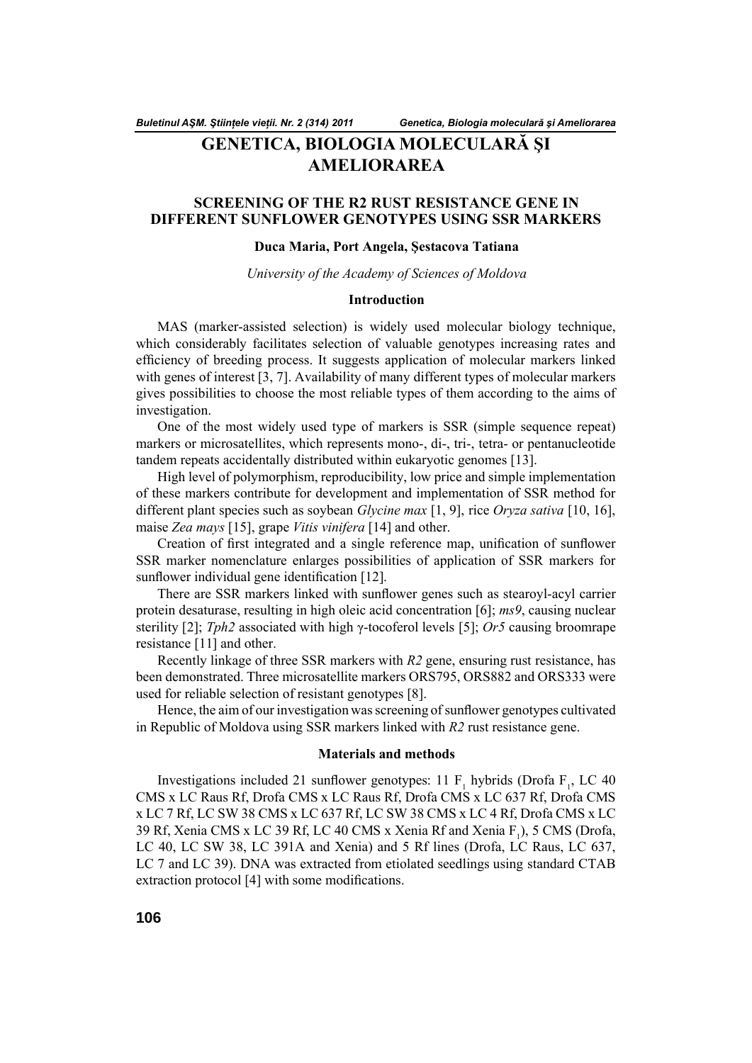# GENETICA, BIOLOGIA MOLECULARĂ ŞI AMELIORAREA

## SCREENING OF THE R2 RUST RESISTANCE GENE IN DIFFERENT SUNFLOWER GENOTYPES USING SSR MARKERS

**Duca Maria, Port Angela, Şestacova Tatiana**

*University of the Academy of Sciences of Moldova*

### Introduction

MAS (marker-assisted selection) is widely used molecular biology technique, which considerably facilitates selection of valuable genotypes increasing rates and efficiency of breeding process. It suggests application of molecular markers linked with genes of interest [3, 7]. Availability of many different types of molecular markers gives possibilities to choose the most reliable types of them according to the aims of investigation.

One of the most widely used type of markers is SSR (simple sequence repeat) markers or microsatellites, which represents mono-, di-, tri-, tetra- or pentanucleotide tandem repeats accidentally distributed within eukaryotic genomes [13].

High level of polymorphism, reproducibility, low price and simple implementation of these markers contribute for development and implementation of SSR method for different plant species such as soybean *Glycine max* [1, 9], rice *Oryza sativa* [10, 16], maise *Zea mays* [15], grape *Vitis vinifera* [14] and other.

Creation of first integrated and a single reference map, unification of sunflower SSR marker nomenclature enlarges possibilities of application of SSR markers for sunflower individual gene identification [12].

There are SSR markers linked with sunflower genes such as stearoyl-acyl carrier protein desaturase, resulting in high oleic acid concentration [6]; *ms9*, causing nuclear sterility [2]; *Tph2* associated with high γ-tocoferol levels [5]; *Or5* causing broomrape resistance [11] and other.

Recently linkage of three SSR markers with *R2* gene, ensuring rust resistance, has been demonstrated. Three microsatellite markers ORS795, ORS882 and ORS333 were used for reliable selection of resistant genotypes [8].

Hence, the aim of our investigation was screening of sunflower genotypes cultivated in Republic of Moldova using SSR markers linked with *R2* rust resistance gene.

### Materials and methods

Investigations included 21 sunflower genotypes: 11 $F_1$ hybrids (Drofa $F_1$, LC 40 CMS x LC Raus Rf, Drofa CMS x LC Raus Rf, Drofa CMS x LC 637 Rf, Drofa CMS x LC 7 Rf, LC SW 38 CMS x LC 637 Rf, LC SW 38 CMS x LC 4 Rf, Drofa CMS x LC 39 Rf, Xenia CMS x LC 39 Rf, LC 40 CMS x Xenia Rf and Xenia $F_1$), 5 CMS (Drofa, LC 40, LC SW 38, LC 391A and Xenia) and 5 Rf lines (Drofa, LC Raus, LC 637, LC 7 and LC 39). DNA was extracted from etiolated seedlings using standard CTAB extraction protocol [4] with some modifications.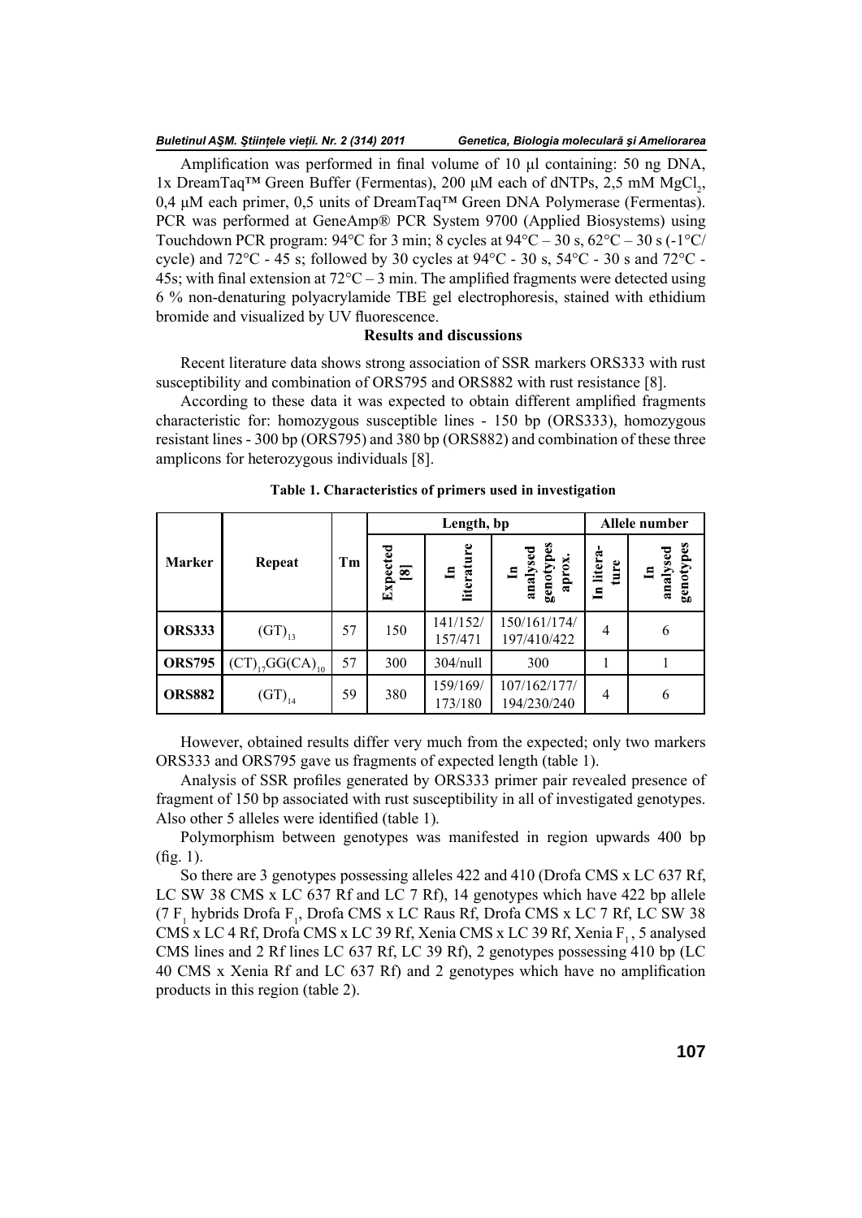Amplification was performed in final volume of 10 μl containing: 50 ng DNA, 1x DreamTaq™ Green Buffer (Fermentas), 200 μM each of dNTPs, 2,5 mM $MgCl_2$, 0,4 μM each primer, 0,5 units of DreamTaq™ Green DNA Polymerase (Fermentas). PCR was performed at GeneAmp® PCR System 9700 (Applied Biosystems) using Touchdown PCR program: 94°C for 3 min; 8 cycles at 94°C – 30 s, 62°C – 30 s (-1°C/cycle) and 72°C - 45 s; followed by 30 cycles at 94°C - 30 s, 54°C - 30 s and 72°C - 45s; with final extension at 72°C – 3 min. The amplified fragments were detected using 6 % non-denaturing polyacrylamide TBE gel electrophoresis, stained with ethidium bromide and visualized by UV fluorescence.

### Results and discussions

Recent literature data shows strong association of SSR markers ORS333 with rust susceptibility and combination of ORS795 and ORS882 with rust resistance [8].

According to these data it was expected to obtain different amplified fragments characteristic for: homozygous susceptible lines - 150 bp (ORS333), homozygous resistant lines - 300 bp (ORS795) and 380 bp (ORS882) and combination of these three amplicons for heterozygous individuals [8].

**Table 1. Characteristics of primers used in investigation**

| Marker | Repeat | Tm | Length, bp | | | Allele number | |
|---|---|---|---|---|---|---|---|
| | | | Expected [8] | In literature | In analysed genotypes aprox. | In literature | In analysed genotypes |
| **ORS333** | $(GT)_{13}$ | 57 | 150 | 141/152/157/471 | 150/161/174/197/410/422 | 4 | 6 |
| **ORS795** | $(CT)_{17}GG(CA)_{10}$ | 57 | 300 | 304/null | 300 | 1 | 1 |
| **ORS882** | $(GT)_{14}$ | 59 | 380 | 159/169/173/180 | 107/162/177/194/230/240 | 4 | 6 |

However, obtained results differ very much from the expected; only two markers ORS333 and ORS795 gave us fragments of expected length (table 1).

Analysis of SSR profiles generated by ORS333 primer pair revealed presence of fragment of 150 bp associated with rust susceptibility in all of investigated genotypes. Also other 5 alleles were identified (table 1).

Polymorphism between genotypes was manifested in region upwards 400 bp (fig. 1).

So there are 3 genotypes possessing alleles 422 and 410 (Drofa CMS x LC 637 Rf, LC SW 38 CMS x LC 637 Rf and LC 7 Rf), 14 genotypes which have 422 bp allele (7 $F_1$ hybrids Drofa $F_1$, Drofa CMS x LC Raus Rf, Drofa CMS x LC 7 Rf, LC SW 38 CMS x LC 4 Rf, Drofa CMS x LC 39 Rf, Xenia CMS x LC 39 Rf, Xenia $F_1$, 5 analysed CMS lines and 2 Rf lines LC 637 Rf, LC 39 Rf), 2 genotypes possessing 410 bp (LC 40 CMS x Xenia Rf and LC 637 Rf) and 2 genotypes which have no amplification products in this region (table 2).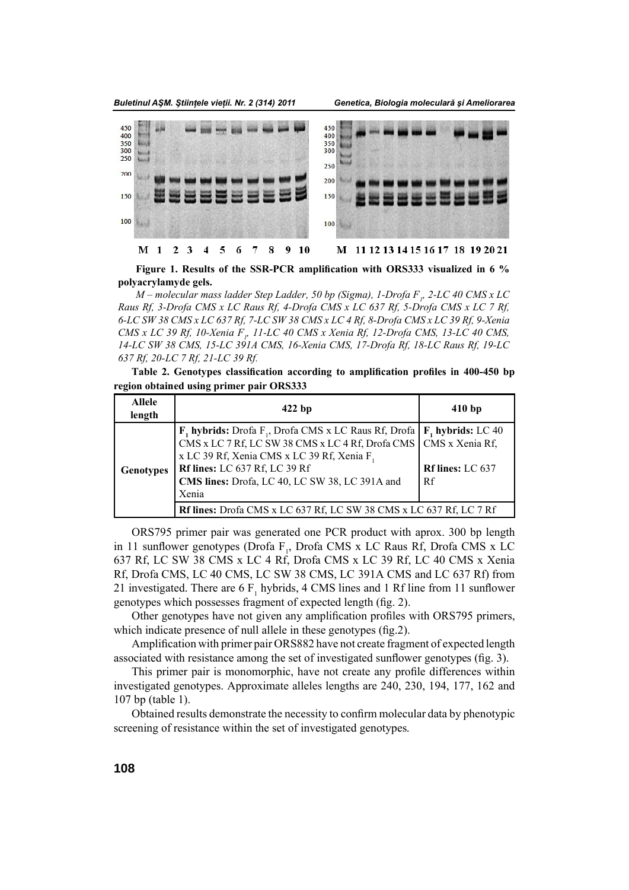**Figure 1. Results of the SSR-PCR amplification with ORS333 visualized in 6 % polyacrylamyde gels.**

*M – molecular mass ladder Step Ladder, 50 bp (Sigma), 1-Drofa $F_1$, 2-LC 40 CMS x LC Raus Rf, 3-Drofa CMS x LC Raus Rf, 4-Drofa CMS x LC 637 Rf, 5-Drofa CMS x LC 7 Rf, 6-LC SW 38 CMS x LC 637 Rf, 7-LC SW 38 CMS x LC 4 Rf, 8-Drofa CMS x LC 39 Rf, 9-Xenia CMS x LC 39 Rf, 10-Xenia $F_1$, 11-LC 40 CMS x Xenia Rf, 12-Drofa CMS, 13-LC 40 CMS, 14-LC SW 38 CMS, 15-LC 391A CMS, 16-Xenia CMS, 17-Drofa Rf, 18-LC Raus Rf, 19-LC 637 Rf, 20-LC 7 Rf, 21-LC 39 Rf.*

**Table 2. Genotypes classification according to amplification profiles in 400-450 bp region obtained using primer pair ORS333**

| Allele length | 422 bp | 410 bp |
|---|---|---|
| Genotypes | **$F_1$ hybrids:** Drofa $F_1$, Drofa CMS x LC Raus Rf, Drofa CMS x LC 7 Rf, LC SW 38 CMS x LC 4 Rf, Drofa CMS x LC 39 Rf, Xenia CMS x LC 39 Rf, Xenia $F_1$ **Rf lines:** LC 637 Rf, LC 39 Rf **CMS lines:** Drofa, LC 40, LC SW 38, LC 391A and Xenia | **$F_1$ hybrids:** LC 40 CMS x Xenia Rf, **Rf lines:** LC 637 Rf |
| | **Rf lines:** Drofa CMS x LC 637 Rf, LC SW 38 CMS x LC 637 Rf, LC 7 Rf | |

ORS795 primer pair was generated one PCR product with aprox. 300 bp length in 11 sunflower genotypes (Drofa $F_1$, Drofa CMS x LC Raus Rf, Drofa CMS x LC 637 Rf, LC SW 38 CMS x LC 4 Rf, Drofa CMS x LC 39 Rf, LC 40 CMS x Xenia Rf, Drofa CMS, LC 40 CMS, LC SW 38 CMS, LC 391A CMS and LC 637 Rf) from 21 investigated. There are 6 $F_1$ hybrids, 4 CMS lines and 1 Rf line from 11 sunflower genotypes which possesses fragment of expected length (fig. 2).

Other genotypes have not given any amplification profiles with ORS795 primers, which indicate presence of null allele in these genotypes (fig.2).

Amplification with primer pair ORS882 have not create fragment of expected length associated with resistance among the set of investigated sunflower genotypes (fig. 3).

This primer pair is monomorphic, have not create any profile differences within investigated genotypes. Approximate alleles lengths are 240, 230, 194, 177, 162 and 107 bp (table 1).

Obtained results demonstrate the necessity to confirm molecular data by phenotypic screening of resistance within the set of investigated genotypes.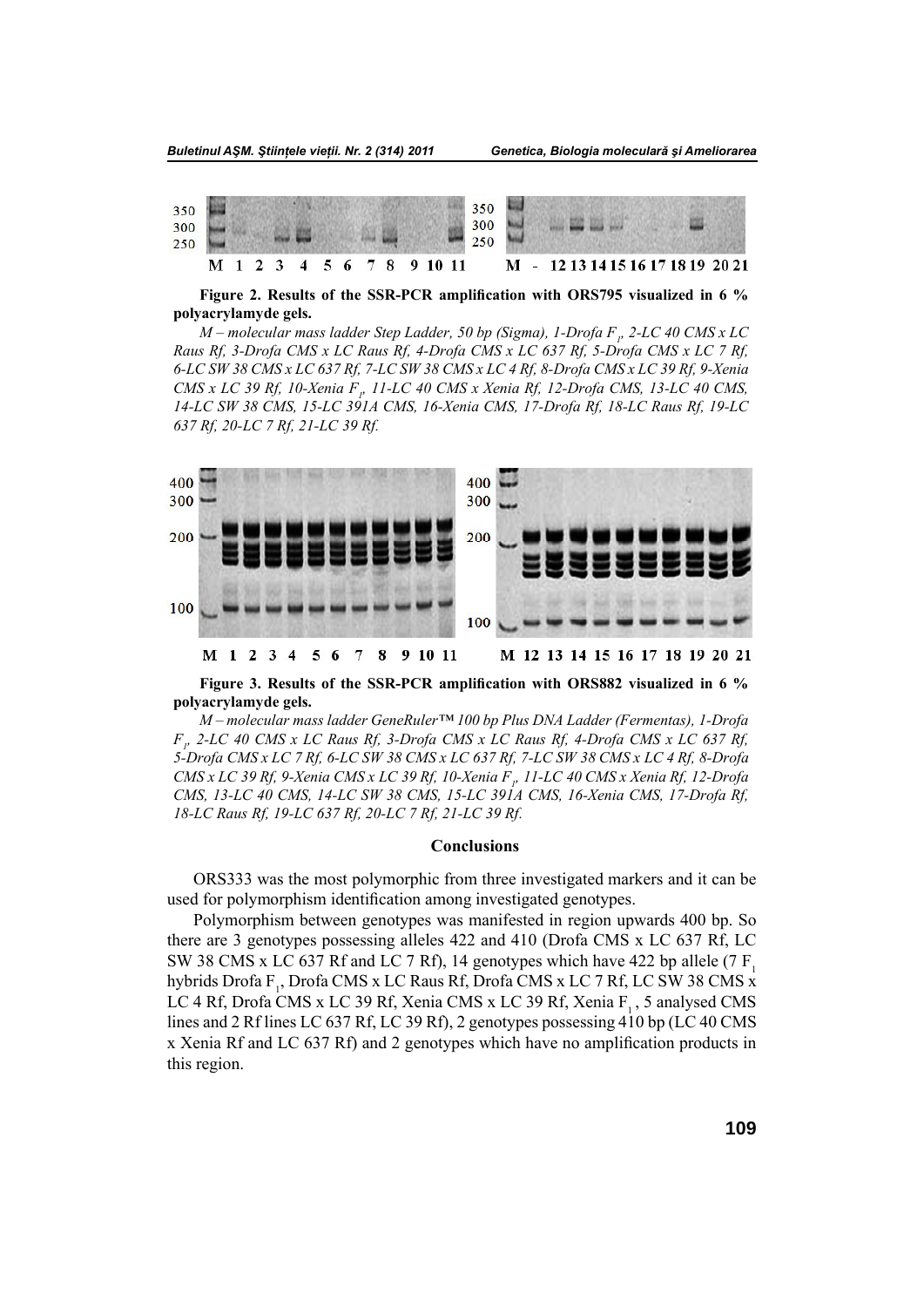**Figure 2. Results of the SSR-PCR amplification with ORS795 visualized in 6 % polyacrylamyde gels.**

*M – molecular mass ladder Step Ladder, 50 bp (Sigma), 1-Drofa $F_1$, 2-LC 40 CMS x LC Raus Rf, 3-Drofa CMS x LC Raus Rf, 4-Drofa CMS x LC 637 Rf, 5-Drofa CMS x LC 7 Rf, 6-LC SW 38 CMS x LC 637 Rf, 7-LC SW 38 CMS x LC 4 Rf, 8-Drofa CMS x LC 39 Rf, 9-Xenia CMS x LC 39 Rf, 10-Xenia $F_1$, 11-LC 40 CMS x Xenia Rf, 12-Drofa CMS, 13-LC 40 CMS, 14-LC SW 38 CMS, 15-LC 391A CMS, 16-Xenia CMS, 17-Drofa Rf, 18-LC Raus Rf, 19-LC 637 Rf, 20-LC 7 Rf, 21-LC 39 Rf.*

**Figure 3. Results of the SSR-PCR amplification with ORS882 visualized in 6 % polyacrylamyde gels.**

*M – molecular mass ladder GeneRuler™ 100 bp Plus DNA Ladder (Fermentas), 1-Drofa $F_1$, 2-LC 40 CMS x LC Raus Rf, 3-Drofa CMS x LC Raus Rf, 4-Drofa CMS x LC 637 Rf, 5-Drofa CMS x LC 7 Rf, 6-LC SW 38 CMS x LC 637 Rf, 7-LC SW 38 CMS x LC 4 Rf, 8-Drofa CMS x LC 39 Rf, 9-Xenia CMS x LC 39 Rf, 10-Xenia $F_1$, 11-LC 40 CMS x Xenia Rf, 12-Drofa CMS, 13-LC 40 CMS, 14-LC SW 38 CMS, 15-LC 391A CMS, 16-Xenia CMS, 17-Drofa Rf, 18-LC Raus Rf, 19-LC 637 Rf, 20-LC 7 Rf, 21-LC 39 Rf.*

## Conclusions

ORS333 was the most polymorphic from three investigated markers and it can be used for polymorphism identification among investigated genotypes.

Polymorphism between genotypes was manifested in region upwards 400 bp. So there are 3 genotypes possessing alleles 422 and 410 (Drofa CMS x LC 637 Rf, LC SW 38 CMS x LC 637 Rf and LC 7 Rf), 14 genotypes which have 422 bp allele (7 $F_1$ hybrids Drofa $F_1$, Drofa CMS x LC Raus Rf, Drofa CMS x LC 7 Rf, LC SW 38 CMS x LC 4 Rf, Drofa CMS x LC 39 Rf, Xenia CMS x LC 39 Rf, Xenia $F_1$, 5 analysed CMS lines and 2 Rf lines LC 637 Rf, LC 39 Rf), 2 genotypes possessing 410 bp (LC 40 CMS x Xenia Rf and LC 637 Rf) and 2 genotypes which have no amplification products in this region.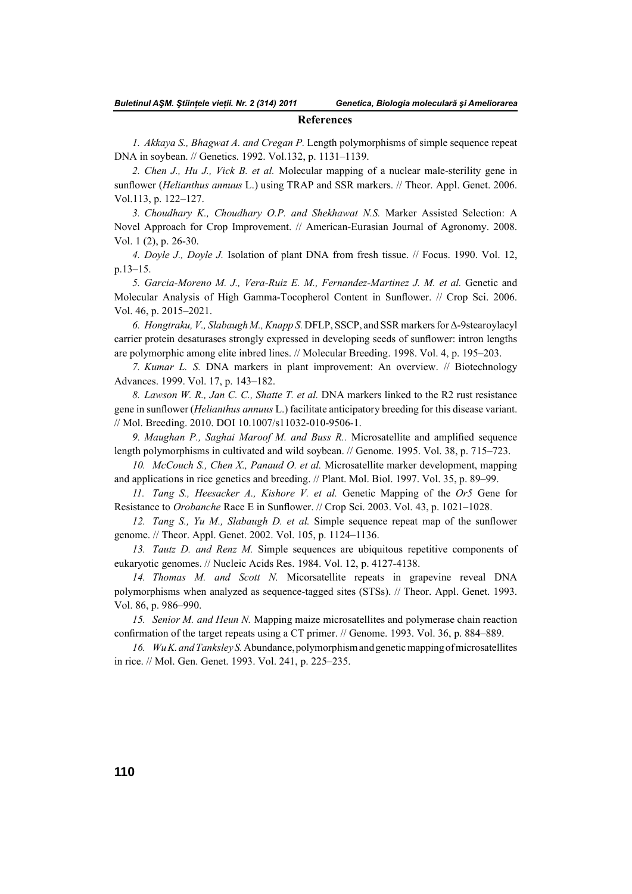## References

1. *Akkaya S., Bhagwat A. and Cregan P.* Length polymorphisms of simple sequence repeat DNA in soybean. // Genetics. 1992. Vol.132, p. 1131–1139.

2. *Chen J., Hu J., Vick B. et al.* Molecular mapping of a nuclear male-sterility gene in sunflower (*Helianthus annuus* L.) using TRAP and SSR markers. // Theor. Appl. Genet. 2006. Vol.113, p. 122–127.

3. *Choudhary K., Choudhary O.P. and Shekhawat N.S.* Marker Assisted Selection: A Novel Approach for Crop Improvement. // American-Eurasian Journal of Agronomy. 2008. Vol. 1 (2), p. 26-30.

4. *Doyle J., Doyle J.* Isolation of plant DNA from fresh tissue. // Focus. 1990. Vol. 12, p.13–15.

5. *Garcia-Moreno M. J., Vera-Ruiz E. M., Fernandez-Martinez J. M. et al.* Genetic and Molecular Analysis of High Gamma-Tocopherol Content in Sunflower. // Crop Sci. 2006. Vol. 46, p. 2015–2021.

6. *Hongtraku, V., Slabaugh M., Knapp S.* DFLP, SSCP, and SSR markers for Δ-9stearoylacyl carrier protein desaturases strongly expressed in developing seeds of sunflower: intron lengths are polymorphic among elite inbred lines. // Molecular Breeding. 1998. Vol. 4, p. 195–203.

7. *Kumar L. S.* DNA markers in plant improvement: An overview. // Biotechnology Advances. 1999. Vol. 17, p. 143–182.

8. *Lawson W. R., Jan C. C., Shatte T. et al.* DNA markers linked to the R2 rust resistance gene in sunflower (*Helianthus annuus* L.) facilitate anticipatory breeding for this disease variant. // Mol. Breeding. 2010. DOI 10.1007/s11032-010-9506-1.

9. *Maughan P., Saghai Maroof M. and Buss R..* Microsatellite and amplified sequence length polymorphisms in cultivated and wild soybean. // Genome. 1995. Vol. 38, p. 715–723.

10. *McCouch S., Chen X., Panaud O. et al.* Microsatellite marker development, mapping and applications in rice genetics and breeding. // Plant. Mol. Biol. 1997. Vol. 35, p. 89–99.

11. *Tang S., Heesacker A., Kishore V. et al.* Genetic Mapping of the *Or5* Gene for Resistance to *Orobanche* Race E in Sunflower. // Crop Sci. 2003. Vol. 43, p. 1021–1028.

12. *Tang S., Yu M., Slabaugh D. et al.* Simple sequence repeat map of the sunflower genome. // Theor. Appl. Genet. 2002. Vol. 105, p. 1124–1136.

13. *Tautz D. and Renz M.* Simple sequences are ubiquitous repetitive components of eukaryotic genomes. // Nucleic Acids Res. 1984. Vol. 12, p. 4127-4138.

14. *Thomas M. and Scott N.* Micorsatellite repeats in grapevine reveal DNA polymorphisms when analyzed as sequence-tagged sites (STSs). // Theor. Appl. Genet. 1993. Vol. 86, p. 986–990.

15. *Senior M. and Heun N.* Mapping maize microsatellites and polymerase chain reaction confirmation of the target repeats using a CT primer. // Genome. 1993. Vol. 36, p. 884–889.

16. *Wu K. and Tanksley S.* Abundance, polymorphism and genetic mapping of microsatellites in rice. // Mol. Gen. Genet. 1993. Vol. 241, p. 225–235.